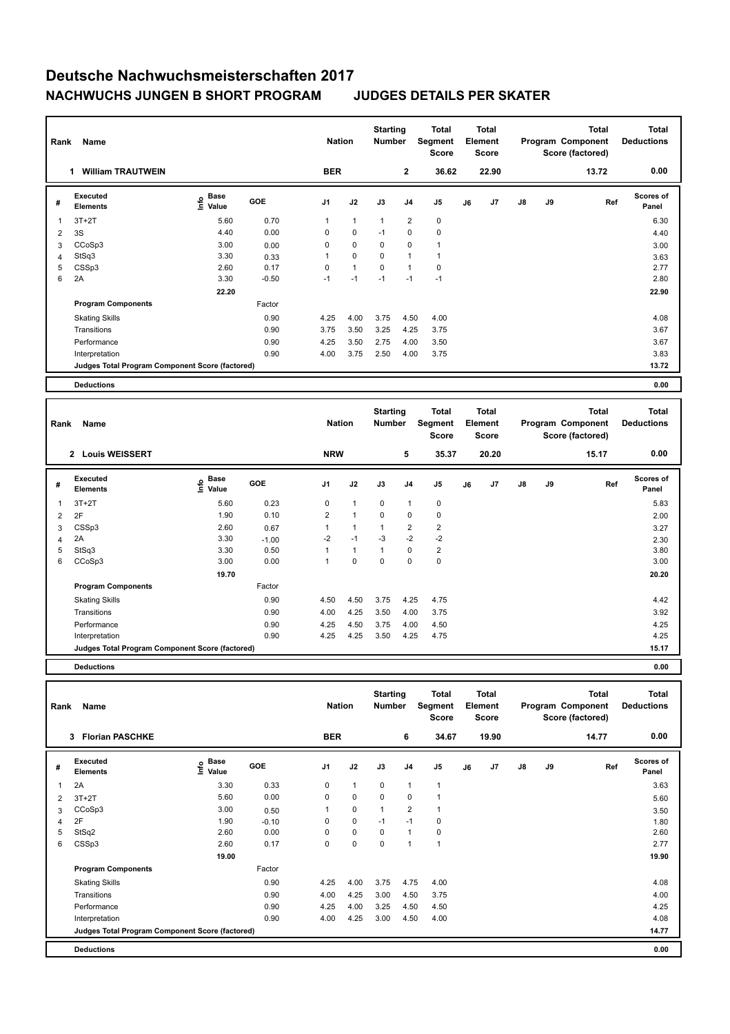# Deutsche Nachwuchsmeisterschaften 2017

## NACHWUCHS JUNGEN B SHORT PROGRAM JUDGES DETAILS PER SKATER

| Rank | Name | Nation | Starting Number | Total Segment Score | Total Element Score | Total Program Component Score (factored) | Total Deductions |
|---|---|---|---|---|---|---|---|
| 1 | William TRAUTWEIN | BER | 2 | 36.62 | 22.90 | 13.72 | 0.00 |

| # | Executed Elements | Info | Base Value | GOE | J1 | J2 | J3 | J4 | J5 | J6 | J7 | J8 | J9 | Ref | Scores of Panel |
|---|---|---|---|---|---|---|---|---|---|---|---|---|---|---|---|
| 1 | 3T+2T | | 5.60 | 0.70 | 1 | 1 | 1 | 2 | 0 | | | | | | 6.30 |
| 2 | 3S | | 4.40 | 0.00 | 0 | 0 | -1 | 0 | 0 | | | | | | 4.40 |
| 3 | CCoSp3 | | 3.00 | 0.00 | 0 | 0 | 0 | 0 | 1 | | | | | | 3.00 |
| 4 | StSq3 | | 3.30 | 0.33 | 1 | 0 | 0 | 1 | 1 | | | | | | 3.63 |
| 5 | CSSp3 | | 2.60 | 0.17 | 0 | 1 | 0 | 1 | 0 | | | | | | 2.77 |
| 6 | 2A | | 3.30 | -0.50 | -1 | -1 | -1 | -1 | -1 | | | | | | 2.80 |
| | | | 22.20 | | | | | | | | | | | | 22.90 |
| | **Program Components** | | | Factor | | | | | | | | | | | |
| | Skating Skills | | | 0.90 | 4.25 | 4.00 | 3.75 | 4.50 | 4.00 | | | | | | 4.08 |
| | Transitions | | | 0.90 | 3.75 | 3.50 | 3.25 | 4.25 | 3.75 | | | | | | 3.67 |
| | Performance | | | 0.90 | 4.25 | 3.50 | 2.75 | 4.00 | 3.50 | | | | | | 3.67 |
| | Interpretation | | | 0.90 | 4.00 | 3.75 | 2.50 | 4.00 | 3.75 | | | | | | 3.83 |
| | **Judges Total Program Component Score (factored)** | | | | | | | | | | | | | | 13.72 |
| | **Deductions** | | | | | | | | | | | | | | 0.00 |

| Rank | Name | Nation | Starting Number | Total Segment Score | Total Element Score | Total Program Component Score (factored) | Total Deductions |
|---|---|---|---|---|---|---|---|
| 2 | Louis WEISSERT | NRW | 5 | 35.37 | 20.20 | 15.17 | 0.00 |

| # | Executed Elements | Info | Base Value | GOE | J1 | J2 | J3 | J4 | J5 | J6 | J7 | J8 | J9 | Ref | Scores of Panel |
|---|---|---|---|---|---|---|---|---|---|---|---|---|---|---|---|
| 1 | 3T+2T | | 5.60 | 0.23 | 0 | 1 | 0 | 1 | 0 | | | | | | 5.83 |
| 2 | 2F | | 1.90 | 0.10 | 2 | 1 | 0 | 0 | 0 | | | | | | 2.00 |
| 3 | CSSp3 | | 2.60 | 0.67 | 1 | 1 | 1 | 2 | 2 | | | | | | 3.27 |
| 4 | 2A | | 3.30 | -1.00 | -2 | -1 | -3 | -2 | -2 | | | | | | 2.30 |
| 5 | StSq3 | | 3.30 | 0.50 | 1 | 1 | 1 | 0 | 2 | | | | | | 3.80 |
| 6 | CCoSp3 | | 3.00 | 0.00 | 1 | 0 | 0 | 0 | 0 | | | | | | 3.00 |
| | | | 19.70 | | | | | | | | | | | | 20.20 |
| | **Program Components** | | | Factor | | | | | | | | | | | |
| | Skating Skills | | | 0.90 | 4.50 | 4.50 | 3.75 | 4.25 | 4.75 | | | | | | 4.42 |
| | Transitions | | | 0.90 | 4.00 | 4.25 | 3.50 | 4.00 | 3.75 | | | | | | 3.92 |
| | Performance | | | 0.90 | 4.25 | 4.50 | 3.75 | 4.00 | 4.50 | | | | | | 4.25 |
| | Interpretation | | | 0.90 | 4.25 | 4.25 | 3.50 | 4.25 | 4.75 | | | | | | 4.25 |
| | **Judges Total Program Component Score (factored)** | | | | | | | | | | | | | | 15.17 |
| | **Deductions** | | | | | | | | | | | | | | 0.00 |

| Rank | Name | Nation | Starting Number | Total Segment Score | Total Element Score | Total Program Component Score (factored) | Total Deductions |
|---|---|---|---|---|---|---|---|
| 3 | Florian PASCHKE | BER | 6 | 34.67 | 19.90 | 14.77 | 0.00 |

| # | Executed Elements | Info | Base Value | GOE | J1 | J2 | J3 | J4 | J5 | J6 | J7 | J8 | J9 | Ref | Scores of Panel |
|---|---|---|---|---|---|---|---|---|---|---|---|---|---|---|---|
| 1 | 2A | | 3.30 | 0.33 | 0 | 1 | 0 | 1 | 1 | | | | | | 3.63 |
| 2 | 3T+2T | | 5.60 | 0.00 | 0 | 0 | 0 | 0 | 1 | | | | | | 5.60 |
| 3 | CCoSp3 | | 3.00 | 0.50 | 1 | 0 | 1 | 2 | 1 | | | | | | 3.50 |
| 4 | 2F | | 1.90 | -0.10 | 0 | 0 | -1 | -1 | 0 | | | | | | 1.80 |
| 5 | StSq2 | | 2.60 | 0.00 | 0 | 0 | 0 | 1 | 0 | | | | | | 2.60 |
| 6 | CSSp3 | | 2.60 | 0.17 | 0 | 0 | 0 | 1 | 1 | | | | | | 2.77 |
| | | | 19.00 | | | | | | | | | | | | 19.90 |
| | **Program Components** | | | Factor | | | | | | | | | | | |
| | Skating Skills | | | 0.90 | 4.25 | 4.00 | 3.75 | 4.75 | 4.00 | | | | | | 4.08 |
| | Transitions | | | 0.90 | 4.00 | 4.25 | 3.00 | 4.50 | 3.75 | | | | | | 4.00 |
| | Performance | | | 0.90 | 4.25 | 4.00 | 3.25 | 4.50 | 4.50 | | | | | | 4.25 |
| | Interpretation | | | 0.90 | 4.00 | 4.25 | 3.00 | 4.50 | 4.00 | | | | | | 4.08 |
| | **Judges Total Program Component Score (factored)** | | | | | | | | | | | | | | 14.77 |
| | **Deductions** | | | | | | | | | | | | | | 0.00 |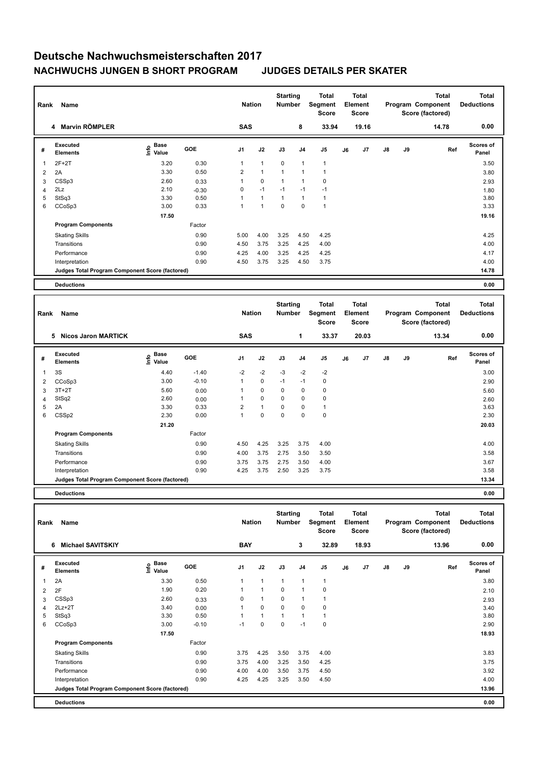# Deutsche Nachwuchsmeisterschaften 2017

## NACHWUCHS JUNGEN B SHORT PROGRAM JUDGES DETAILS PER SKATER

| Rank | Name | Nation | Starting Number | Total Segment Score | Total Element Score | Total Program Component Score (factored) | Total Deductions |
|---|---|---|---|---|---|---|---|
| 4 | Marvin RÖMPLER | SAS | 8 | 33.94 | 19.16 | 14.78 | 0.00 |

| # | Executed Elements | Info | Base Value | GOE | J1 | J2 | J3 | J4 | J5 | J6 | J7 | J8 | J9 | Ref | Scores of Panel |
|---|---|---|---|---|---|---|---|---|---|---|---|---|---|---|---|
| 1 | 2F+2T | | 3.20 | 0.30 | 1 | 1 | 0 | 1 | 1 | | | | | | 3.50 |
| 2 | 2A | | 3.30 | 0.50 | 2 | 1 | 1 | 1 | 1 | | | | | | 3.80 |
| 3 | CSSp3 | | 2.60 | 0.33 | 1 | 0 | 1 | 1 | 0 | | | | | | 2.93 |
| 4 | 2Lz | | 2.10 | -0.30 | 0 | -1 | -1 | -1 | -1 | | | | | | 1.80 |
| 5 | StSq3 | | 3.30 | 0.50 | 1 | 1 | 1 | 1 | 1 | | | | | | 3.80 |
| 6 | CCoSp3 | | 3.00 | 0.33 | 1 | 1 | 0 | 0 | 1 | | | | | | 3.33 |
| | | | 17.50 | | | | | | | | | | | | 19.16 |
| | **Program Components** | | | Factor | | | | | | | | | | | |
| | Skating Skills | | | 0.90 | 5.00 | 4.00 | 3.25 | 4.50 | 4.25 | | | | | | 4.25 |
| | Transitions | | | 0.90 | 4.50 | 3.75 | 3.25 | 4.25 | 4.00 | | | | | | 4.00 |
| | Performance | | | 0.90 | 4.25 | 4.00 | 3.25 | 4.25 | 4.25 | | | | | | 4.17 |
| | Interpretation | | | 0.90 | 4.50 | 3.75 | 3.25 | 4.50 | 3.75 | | | | | | 4.00 |
| | **Judges Total Program Component Score (factored)** | | | | | | | | | | | | | | 14.78 |
| | **Deductions** | | | | | | | | | | | | | | 0.00 |

| Rank | Name | Nation | Starting Number | Total Segment Score | Total Element Score | Total Program Component Score (factored) | Total Deductions |
|---|---|---|---|---|---|---|---|
| 5 | Nicos Jaron MARTICK | SAS | 1 | 33.37 | 20.03 | 13.34 | 0.00 |

| # | Executed Elements | Info | Base Value | GOE | J1 | J2 | J3 | J4 | J5 | J6 | J7 | J8 | J9 | Ref | Scores of Panel |
|---|---|---|---|---|---|---|---|---|---|---|---|---|---|---|---|
| 1 | 3S | | 4.40 | -1.40 | -2 | -2 | -3 | -2 | -2 | | | | | | 3.00 |
| 2 | CCoSp3 | | 3.00 | -0.10 | 1 | 0 | -1 | -1 | 0 | | | | | | 2.90 |
| 3 | 3T+2T | | 5.60 | 0.00 | 1 | 0 | 0 | 0 | 0 | | | | | | 5.60 |
| 4 | StSq2 | | 2.60 | 0.00 | 1 | 0 | 0 | 0 | 0 | | | | | | 2.60 |
| 5 | 2A | | 3.30 | 0.33 | 2 | 1 | 0 | 0 | 1 | | | | | | 3.63 |
| 6 | CSSp2 | | 2.30 | 0.00 | 1 | 0 | 0 | 0 | 0 | | | | | | 2.30 |
| | | | 21.20 | | | | | | | | | | | | 20.03 |
| | **Program Components** | | | Factor | | | | | | | | | | | |
| | Skating Skills | | | 0.90 | 4.50 | 4.25 | 3.25 | 3.75 | 4.00 | | | | | | 4.00 |
| | Transitions | | | 0.90 | 4.00 | 3.75 | 2.75 | 3.50 | 3.50 | | | | | | 3.58 |
| | Performance | | | 0.90 | 3.75 | 3.75 | 2.75 | 3.50 | 4.00 | | | | | | 3.67 |
| | Interpretation | | | 0.90 | 4.25 | 3.75 | 2.50 | 3.25 | 3.75 | | | | | | 3.58 |
| | **Judges Total Program Component Score (factored)** | | | | | | | | | | | | | | 13.34 |
| | **Deductions** | | | | | | | | | | | | | | 0.00 |

| Rank | Name | Nation | Starting Number | Total Segment Score | Total Element Score | Total Program Component Score (factored) | Total Deductions |
|---|---|---|---|---|---|---|---|
| 6 | Michael SAVITSKIY | BAY | 3 | 32.89 | 18.93 | 13.96 | 0.00 |

| # | Executed Elements | Info | Base Value | GOE | J1 | J2 | J3 | J4 | J5 | J6 | J7 | J8 | J9 | Ref | Scores of Panel |
|---|---|---|---|---|---|---|---|---|---|---|---|---|---|---|---|
| 1 | 2A | | 3.30 | 0.50 | 1 | 1 | 1 | 1 | 1 | | | | | | 3.80 |
| 2 | 2F | | 1.90 | 0.20 | 1 | 1 | 0 | 1 | 0 | | | | | | 2.10 |
| 3 | CSSp3 | | 2.60 | 0.33 | 0 | 1 | 0 | 1 | 1 | | | | | | 2.93 |
| 4 | 2Lz+2T | | 3.40 | 0.00 | 1 | 0 | 0 | 0 | 0 | | | | | | 3.40 |
| 5 | StSq3 | | 3.30 | 0.50 | 1 | 1 | 1 | 1 | 1 | | | | | | 3.80 |
| 6 | CCoSp3 | | 3.00 | -0.10 | -1 | 0 | 0 | -1 | 0 | | | | | | 2.90 |
| | | | 17.50 | | | | | | | | | | | | 18.93 |
| | **Program Components** | | | Factor | | | | | | | | | | | |
| | Skating Skills | | | 0.90 | 3.75 | 4.25 | 3.50 | 3.75 | 4.00 | | | | | | 3.83 |
| | Transitions | | | 0.90 | 3.75 | 4.00 | 3.25 | 3.50 | 4.25 | | | | | | 3.75 |
| | Performance | | | 0.90 | 4.00 | 4.00 | 3.50 | 3.75 | 4.50 | | | | | | 3.92 |
| | Interpretation | | | 0.90 | 4.25 | 4.25 | 3.25 | 3.50 | 4.50 | | | | | | 4.00 |
| | **Judges Total Program Component Score (factored)** | | | | | | | | | | | | | | 13.96 |
| | **Deductions** | | | | | | | | | | | | | | 0.00 |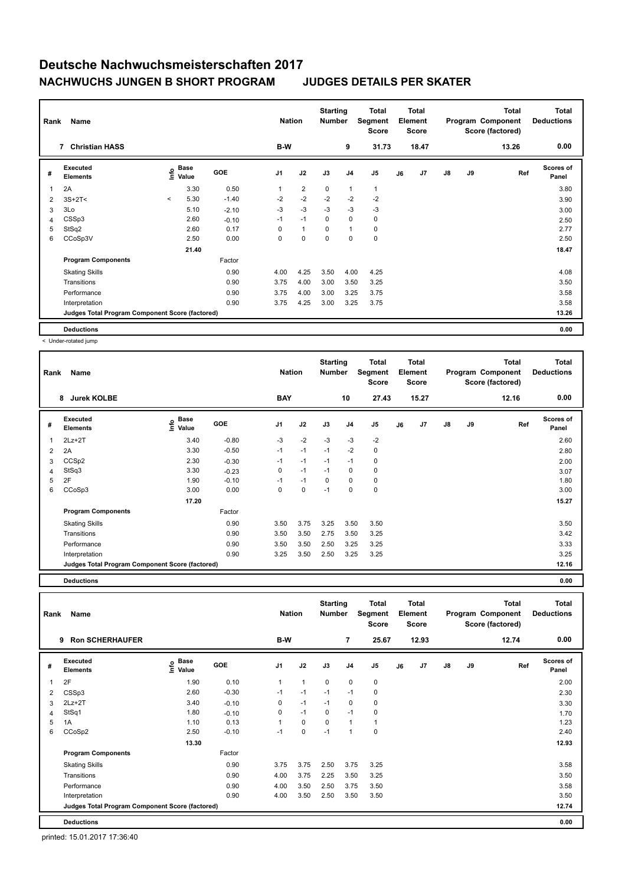# Deutsche Nachwuchsmeisterschaften 2017

## NACHWUCHS JUNGEN B SHORT PROGRAM JUDGES DETAILS PER SKATER

| Rank | Name | Nation | Starting Number | Total Segment Score | Total Element Score | Total Program Component Score (factored) | Total Deductions |
|---|---|---|---|---|---|---|---|
| 7 | Christian HASS | B-W | 9 | 31.73 | 18.47 | 13.26 | 0.00 |

| # | Executed Elements | Info | Base Value | GOE | J1 | J2 | J3 | J4 | J5 | J6 | J7 | J8 | J9 | Ref | Scores of Panel |
|---|---|---|---|---|---|---|---|---|---|---|---|---|---|---|---|
| 1 | 2A | | 3.30 | 0.50 | 1 | 2 | 0 | 1 | 1 | | | | | | 3.80 |
| 2 | 3S+2T< | < | 5.30 | -1.40 | -2 | -2 | -2 | -2 | -2 | | | | | | 3.90 |
| 3 | 3Lo | | 5.10 | -2.10 | -3 | -3 | -3 | -3 | -3 | | | | | | 3.00 |
| 4 | CSSp3 | | 2.60 | -0.10 | -1 | -1 | 0 | 0 | 0 | | | | | | 2.50 |
| 5 | StSq2 | | 2.60 | 0.17 | 0 | 1 | 0 | 1 | 0 | | | | | | 2.77 |
| 6 | CCoSp3V | | 2.50 | 0.00 | 0 | 0 | 0 | 0 | 0 | | | | | | 2.50 |
| | | | 21.40 | | | | | | | | | | | | 18.47 |
| | **Program Components** | | | Factor | | | | | | | | | | | |
| | Skating Skills | | | 0.90 | 4.00 | 4.25 | 3.50 | 4.00 | 4.25 | | | | | | 4.08 |
| | Transitions | | | 0.90 | 3.75 | 4.00 | 3.00 | 3.50 | 3.25 | | | | | | 3.50 |
| | Performance | | | 0.90 | 3.75 | 4.00 | 3.00 | 3.25 | 3.75 | | | | | | 3.58 |
| | Interpretation | | | 0.90 | 3.75 | 4.25 | 3.00 | 3.25 | 3.75 | | | | | | 3.58 |
| | **Judges Total Program Component Score (factored)** | | | | | | | | | | | | | | 13.26 |
| | **Deductions** | | | | | | | | | | | | | | 0.00 |

< Under-rotated jump

| Rank | Name | Nation | Starting Number | Total Segment Score | Total Element Score | Total Program Component Score (factored) | Total Deductions |
|---|---|---|---|---|---|---|---|
| 8 | Jurek KOLBE | BAY | 10 | 27.43 | 15.27 | 12.16 | 0.00 |

| # | Executed Elements | Info | Base Value | GOE | J1 | J2 | J3 | J4 | J5 | J6 | J7 | J8 | J9 | Ref | Scores of Panel |
|---|---|---|---|---|---|---|---|---|---|---|---|---|---|---|---|
| 1 | 2Lz+2T | | 3.40 | -0.80 | -3 | -2 | -3 | -3 | -2 | | | | | | 2.60 |
| 2 | 2A | | 3.30 | -0.50 | -1 | -1 | -1 | -2 | 0 | | | | | | 2.80 |
| 3 | CCSp2 | | 2.30 | -0.30 | -1 | -1 | -1 | -1 | 0 | | | | | | 2.00 |
| 4 | StSq3 | | 3.30 | -0.23 | 0 | -1 | -1 | 0 | 0 | | | | | | 3.07 |
| 5 | 2F | | 1.90 | -0.10 | -1 | -1 | 0 | 0 | 0 | | | | | | 1.80 |
| 6 | CCoSp3 | | 3.00 | 0.00 | 0 | 0 | -1 | 0 | 0 | | | | | | 3.00 |
| | | | 17.20 | | | | | | | | | | | | 15.27 |
| | **Program Components** | | | Factor | | | | | | | | | | | |
| | Skating Skills | | | 0.90 | 3.50 | 3.75 | 3.25 | 3.50 | 3.50 | | | | | | 3.50 |
| | Transitions | | | 0.90 | 3.50 | 3.50 | 2.75 | 3.50 | 3.25 | | | | | | 3.42 |
| | Performance | | | 0.90 | 3.50 | 3.50 | 2.50 | 3.25 | 3.25 | | | | | | 3.33 |
| | Interpretation | | | 0.90 | 3.25 | 3.50 | 2.50 | 3.25 | 3.25 | | | | | | 3.25 |
| | **Judges Total Program Component Score (factored)** | | | | | | | | | | | | | | 12.16 |
| | **Deductions** | | | | | | | | | | | | | | 0.00 |

| Rank | Name | Nation | Starting Number | Total Segment Score | Total Element Score | Total Program Component Score (factored) | Total Deductions |
|---|---|---|---|---|---|---|---|
| 9 | Ron SCHERHAUFER | B-W | 7 | 25.67 | 12.93 | 12.74 | 0.00 |

| # | Executed Elements | Info | Base Value | GOE | J1 | J2 | J3 | J4 | J5 | J6 | J7 | J8 | J9 | Ref | Scores of Panel |
|---|---|---|---|---|---|---|---|---|---|---|---|---|---|---|---|
| 1 | 2F | | 1.90 | 0.10 | 1 | 1 | 0 | 0 | 0 | | | | | | 2.00 |
| 2 | CSSp3 | | 2.60 | -0.30 | -1 | -1 | -1 | -1 | 0 | | | | | | 2.30 |
| 3 | 2Lz+2T | | 3.40 | -0.10 | 0 | -1 | -1 | 0 | 0 | | | | | | 3.30 |
| 4 | StSq1 | | 1.80 | -0.10 | 0 | -1 | 0 | -1 | 0 | | | | | | 1.70 |
| 5 | 1A | | 1.10 | 0.13 | 1 | 0 | 0 | 1 | 1 | | | | | | 1.23 |
| 6 | CCoSp2 | | 2.50 | -0.10 | -1 | 0 | -1 | 1 | 0 | | | | | | 2.40 |
| | | | 13.30 | | | | | | | | | | | | 12.93 |
| | **Program Components** | | | Factor | | | | | | | | | | | |
| | Skating Skills | | | 0.90 | 3.75 | 3.75 | 2.50 | 3.75 | 3.25 | | | | | | 3.58 |
| | Transitions | | | 0.90 | 4.00 | 3.75 | 2.25 | 3.50 | 3.25 | | | | | | 3.50 |
| | Performance | | | 0.90 | 4.00 | 3.50 | 2.50 | 3.75 | 3.50 | | | | | | 3.58 |
| | Interpretation | | | 0.90 | 4.00 | 3.50 | 2.50 | 3.50 | 3.50 | | | | | | 3.50 |
| | **Judges Total Program Component Score (factored)** | | | | | | | | | | | | | | 12.74 |
| | **Deductions** | | | | | | | | | | | | | | 0.00 |

printed: 15.01.2017 17:36:40